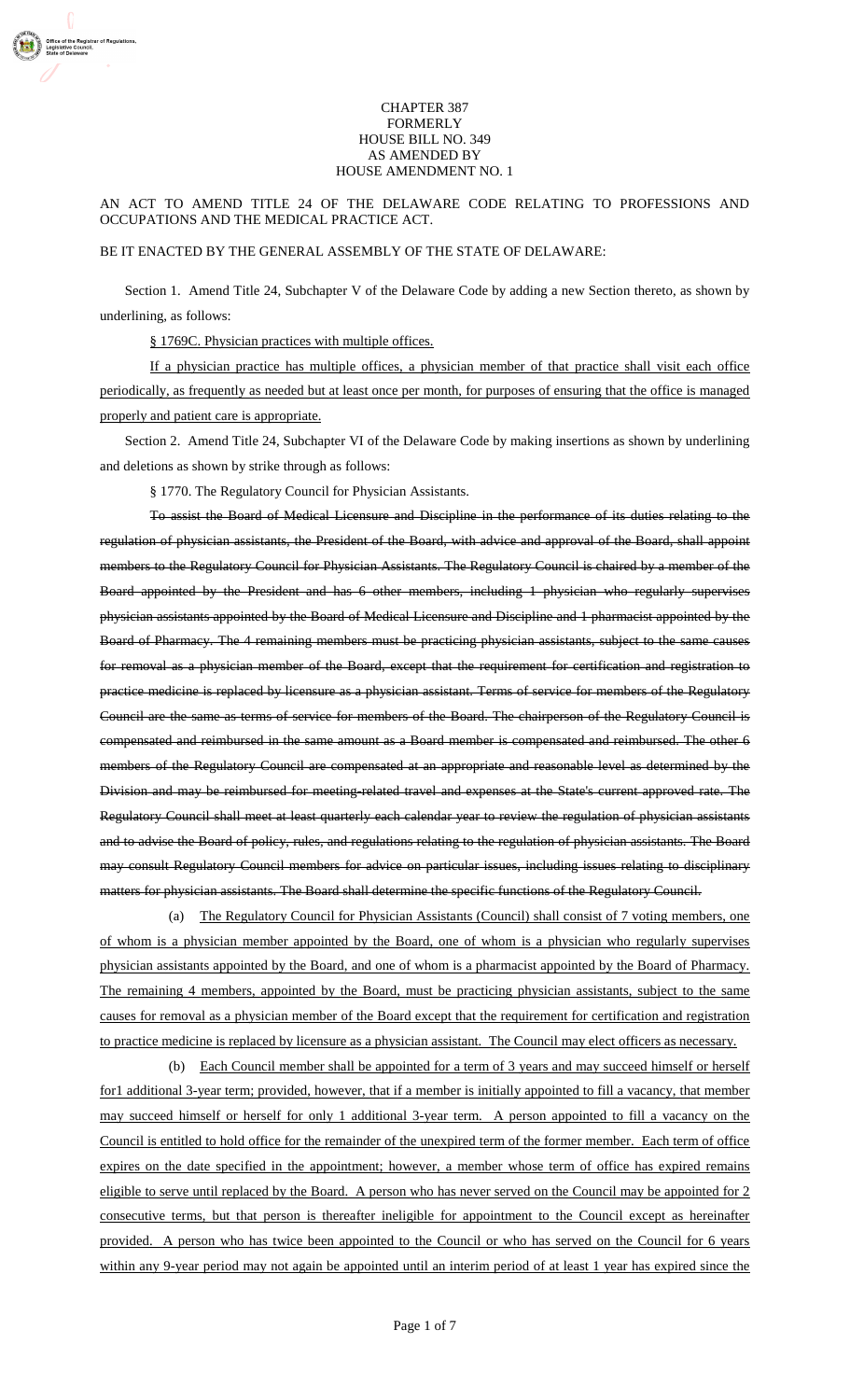CHAPTER 387
FORMERLY
HOUSE BILL NO. 349
AS AMENDED BY
HOUSE AMENDMENT NO. 1

AN ACT TO AMEND TITLE 24 OF THE DELAWARE CODE RELATING TO PROFESSIONS AND OCCUPATIONS AND THE MEDICAL PRACTICE ACT.

BE IT ENACTED BY THE GENERAL ASSEMBLY OF THE STATE OF DELAWARE:

Section 1. Amend Title 24, Subchapter V of the Delaware Code by adding a new Section thereto, as shown by underlining, as follows:

<u>§ 1769C. Physician practices with multiple offices.</u>

<u>If a physician practice has multiple offices, a physician member of that practice shall visit each office periodically, as frequently as needed but at least once per month, for purposes of ensuring that the office is managed properly and patient care is appropriate.</u>

Section 2. Amend Title 24, Subchapter VI of the Delaware Code by making insertions as shown by underlining and deletions as shown by strike through as follows:

§ 1770. The Regulatory Council for Physician Assistants.

~~To assist the Board of Medical Licensure and Discipline in the performance of its duties relating to the regulation of physician assistants, the President of the Board, with advice and approval of the Board, shall appoint members to the Regulatory Council for Physician Assistants. The Regulatory Council is chaired by a member of the Board appointed by the President and has 6 other members, including 1 physician who regularly supervises physician assistants appointed by the Board of Medical Licensure and Discipline and 1 pharmacist appointed by the Board of Pharmacy. The 4 remaining members must be practicing physician assistants, subject to the same causes for removal as a physician member of the Board, except that the requirement for certification and registration to practice medicine is replaced by licensure as a physician assistant. Terms of service for members of the Regulatory Council are the same as terms of service for members of the Board. The chairperson of the Regulatory Council is compensated and reimbursed in the same amount as a Board member is compensated and reimbursed. The other 6 members of the Regulatory Council are compensated at an appropriate and reasonable level as determined by the Division and may be reimbursed for meeting-related travel and expenses at the State's current approved rate. The Regulatory Council shall meet at least quarterly each calendar year to review the regulation of physician assistants and to advise the Board of policy, rules, and regulations relating to the regulation of physician assistants. The Board may consult Regulatory Council members for advice on particular issues, including issues relating to disciplinary matters for physician assistants. The Board shall determine the specific functions of the Regulatory Council.~~

(a) <u>The Regulatory Council for Physician Assistants (Council) shall consist of 7 voting members, one of whom is a physician member appointed by the Board, one of whom is a physician who regularly supervises physician assistants appointed by the Board, and one of whom is a pharmacist appointed by the Board of Pharmacy. The remaining 4 members, appointed by the Board, must be practicing physician assistants, subject to the same causes for removal as a physician member of the Board except that the requirement for certification and registration to practice medicine is replaced by licensure as a physician assistant. The Council may elect officers as necessary.</u>

(b) <u>Each Council member shall be appointed for a term of 3 years and may succeed himself or herself for1 additional 3-year term; provided, however, that if a member is initially appointed to fill a vacancy, that member may succeed himself or herself for only 1 additional 3-year term. A person appointed to fill a vacancy on the Council is entitled to hold office for the remainder of the unexpired term of the former member. Each term of office expires on the date specified in the appointment; however, a member whose term of office has expired remains eligible to serve until replaced by the Board. A person who has never served on the Council may be appointed for 2 consecutive terms, but that person is thereafter ineligible for appointment to the Council except as hereinafter provided. A person who has twice been appointed to the Council or who has served on the Council for 6 years within any 9-year period may not again be appointed until an interim period of at least 1 year has expired since the</u>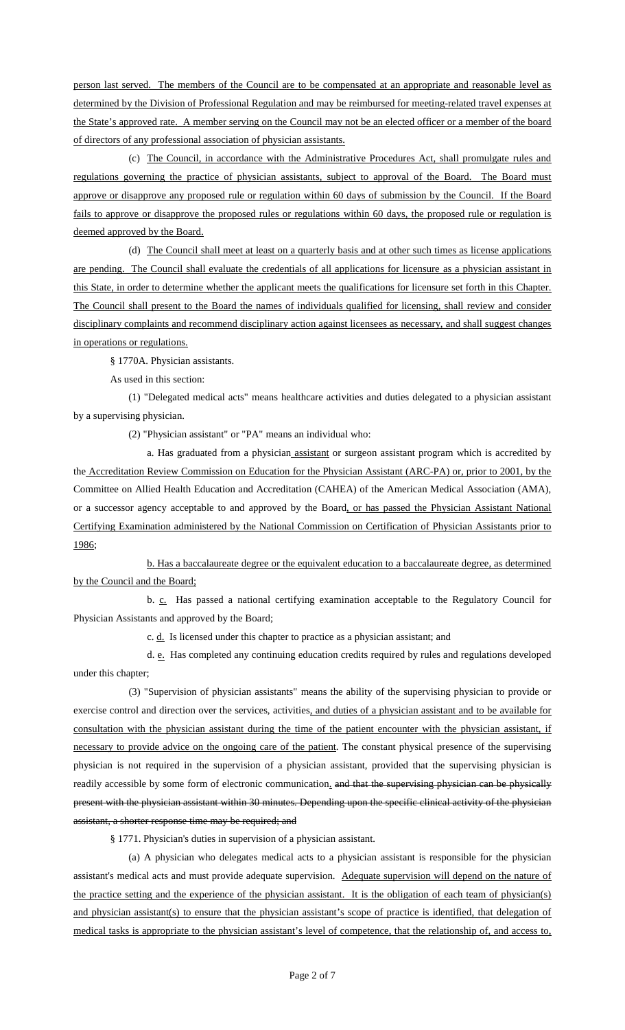person last served. The members of the Council are to be compensated at an appropriate and reasonable level as determined by the Division of Professional Regulation and may be reimbursed for meeting-related travel expenses at the State's approved rate. A member serving on the Council may not be an elected officer or a member of the board of directors of any professional association of physician assistants.

(c) The Council, in accordance with the Administrative Procedures Act, shall promulgate rules and regulations governing the practice of physician assistants, subject to approval of the Board. The Board must approve or disapprove any proposed rule or regulation within 60 days of submission by the Council. If the Board fails to approve or disapprove the proposed rules or regulations within 60 days, the proposed rule or regulation is deemed approved by the Board.

(d) The Council shall meet at least on a quarterly basis and at other such times as license applications are pending. The Council shall evaluate the credentials of all applications for licensure as a physician assistant in this State, in order to determine whether the applicant meets the qualifications for licensure set forth in this Chapter. The Council shall present to the Board the names of individuals qualified for licensing, shall review and consider disciplinary complaints and recommend disciplinary action against licensees as necessary, and shall suggest changes in operations or regulations.

§ 1770A. Physician assistants.

As used in this section:

(1) "Delegated medical acts" means healthcare activities and duties delegated to a physician assistant by a supervising physician.

(2) "Physician assistant" or "PA" means an individual who:

a. Has graduated from a physician assistant or surgeon assistant program which is accredited by the Accreditation Review Commission on Education for the Physician Assistant (ARC-PA) or, prior to 2001, by the Committee on Allied Health Education and Accreditation (CAHEA) of the American Medical Association (AMA), or a successor agency acceptable to and approved by the Board, or has passed the Physician Assistant National Certifying Examination administered by the National Commission on Certification of Physician Assistants prior to 1986;

b. Has a baccalaureate degree or the equivalent education to a baccalaureate degree, as determined by the Council and the Board;

~~b.~~ c. Has passed a national certifying examination acceptable to the Regulatory Council for Physician Assistants and approved by the Board;

~~c.~~ d. Is licensed under this chapter to practice as a physician assistant; and

~~d.~~ e. Has completed any continuing education credits required by rules and regulations developed under this chapter;

(3) "Supervision of physician assistants" means the ability of the supervising physician to provide or exercise control and direction over the services, activities, and duties of a physician assistant and to be available for consultation with the physician assistant during the time of the patient encounter with the physician assistant, if necessary to provide advice on the ongoing care of the patient. The constant physical presence of the supervising physician is not required in the supervision of a physician assistant, provided that the supervising physician is readily accessible by some form of electronic communication. ~~and that the supervising physician can be physically present with the physician assistant within 30 minutes. Depending upon the specific clinical activity of the physician assistant, a shorter response time may be required; and~~

§ 1771. Physician's duties in supervision of a physician assistant.

(a) A physician who delegates medical acts to a physician assistant is responsible for the physician assistant's medical acts and must provide adequate supervision. Adequate supervision will depend on the nature of the practice setting and the experience of the physician assistant. It is the obligation of each team of physician(s) and physician assistant(s) to ensure that the physician assistant's scope of practice is identified, that delegation of medical tasks is appropriate to the physician assistant's level of competence, that the relationship of, and access to,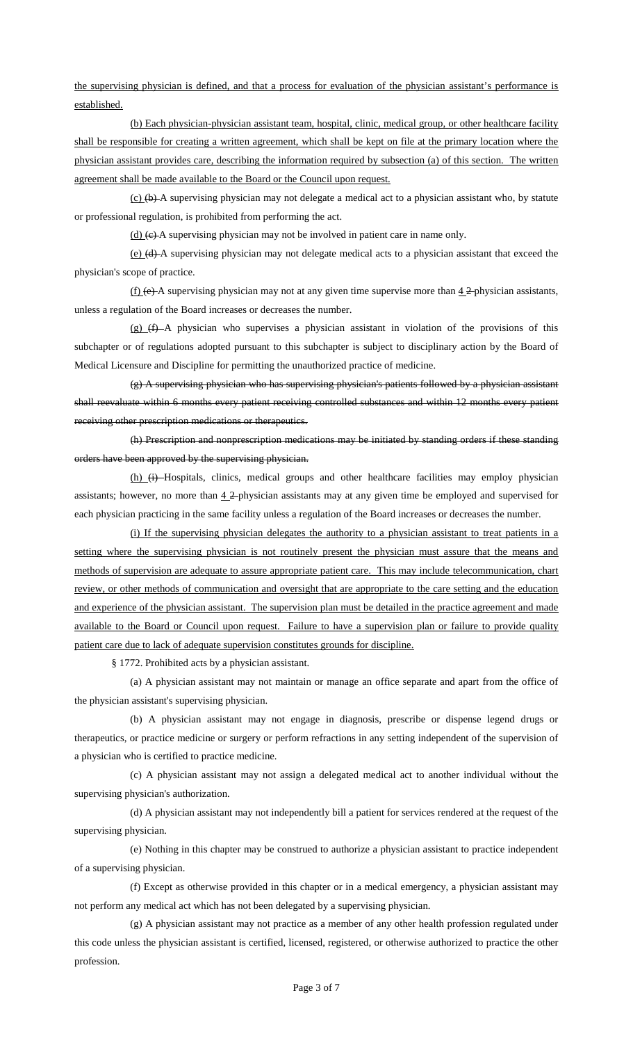the supervising physician is defined, and that a process for evaluation of the physician assistant's performance is established.

(b) Each physician-physician assistant team, hospital, clinic, medical group, or other healthcare facility shall be responsible for creating a written agreement, which shall be kept on file at the primary location where the physician assistant provides care, describing the information required by subsection (a) of this section. The written agreement shall be made available to the Board or the Council upon request.

(c) ~~(b)~~ A supervising physician may not delegate a medical act to a physician assistant who, by statute or professional regulation, is prohibited from performing the act.

(d) ~~(c)~~ A supervising physician may not be involved in patient care in name only.

(e) ~~(d)~~ A supervising physician may not delegate medical acts to a physician assistant that exceed the physician's scope of practice.

(f) ~~(e)~~ A supervising physician may not at any given time supervise more than 4 ~~2~~ physician assistants, unless a regulation of the Board increases or decreases the number.

(g) ~~(f)~~ A physician who supervises a physician assistant in violation of the provisions of this subchapter or of regulations adopted pursuant to this subchapter is subject to disciplinary action by the Board of Medical Licensure and Discipline for permitting the unauthorized practice of medicine.

~~(g) A supervising physician who has supervising physician's patients followed by a physician assistant shall reevaluate within 6 months every patient receiving controlled substances and within 12 months every patient receiving other prescription medications or therapeutics.~~

~~(h) Prescription and nonprescription medications may be initiated by standing orders if these standing orders have been approved by the supervising physician.~~

(h) ~~(i)~~ Hospitals, clinics, medical groups and other healthcare facilities may employ physician assistants; however, no more than 4 ~~2~~ physician assistants may at any given time be employed and supervised for each physician practicing in the same facility unless a regulation of the Board increases or decreases the number.

(i) If the supervising physician delegates the authority to a physician assistant to treat patients in a setting where the supervising physician is not routinely present the physician must assure that the means and methods of supervision are adequate to assure appropriate patient care. This may include telecommunication, chart review, or other methods of communication and oversight that are appropriate to the care setting and the education and experience of the physician assistant. The supervision plan must be detailed in the practice agreement and made available to the Board or Council upon request. Failure to have a supervision plan or failure to provide quality patient care due to lack of adequate supervision constitutes grounds for discipline.

§ 1772. Prohibited acts by a physician assistant.

(a) A physician assistant may not maintain or manage an office separate and apart from the office of the physician assistant's supervising physician.

(b) A physician assistant may not engage in diagnosis, prescribe or dispense legend drugs or therapeutics, or practice medicine or surgery or perform refractions in any setting independent of the supervision of a physician who is certified to practice medicine.

(c) A physician assistant may not assign a delegated medical act to another individual without the supervising physician's authorization.

(d) A physician assistant may not independently bill a patient for services rendered at the request of the supervising physician.

(e) Nothing in this chapter may be construed to authorize a physician assistant to practice independent of a supervising physician.

(f) Except as otherwise provided in this chapter or in a medical emergency, a physician assistant may not perform any medical act which has not been delegated by a supervising physician.

(g) A physician assistant may not practice as a member of any other health profession regulated under this code unless the physician assistant is certified, licensed, registered, or otherwise authorized to practice the other profession.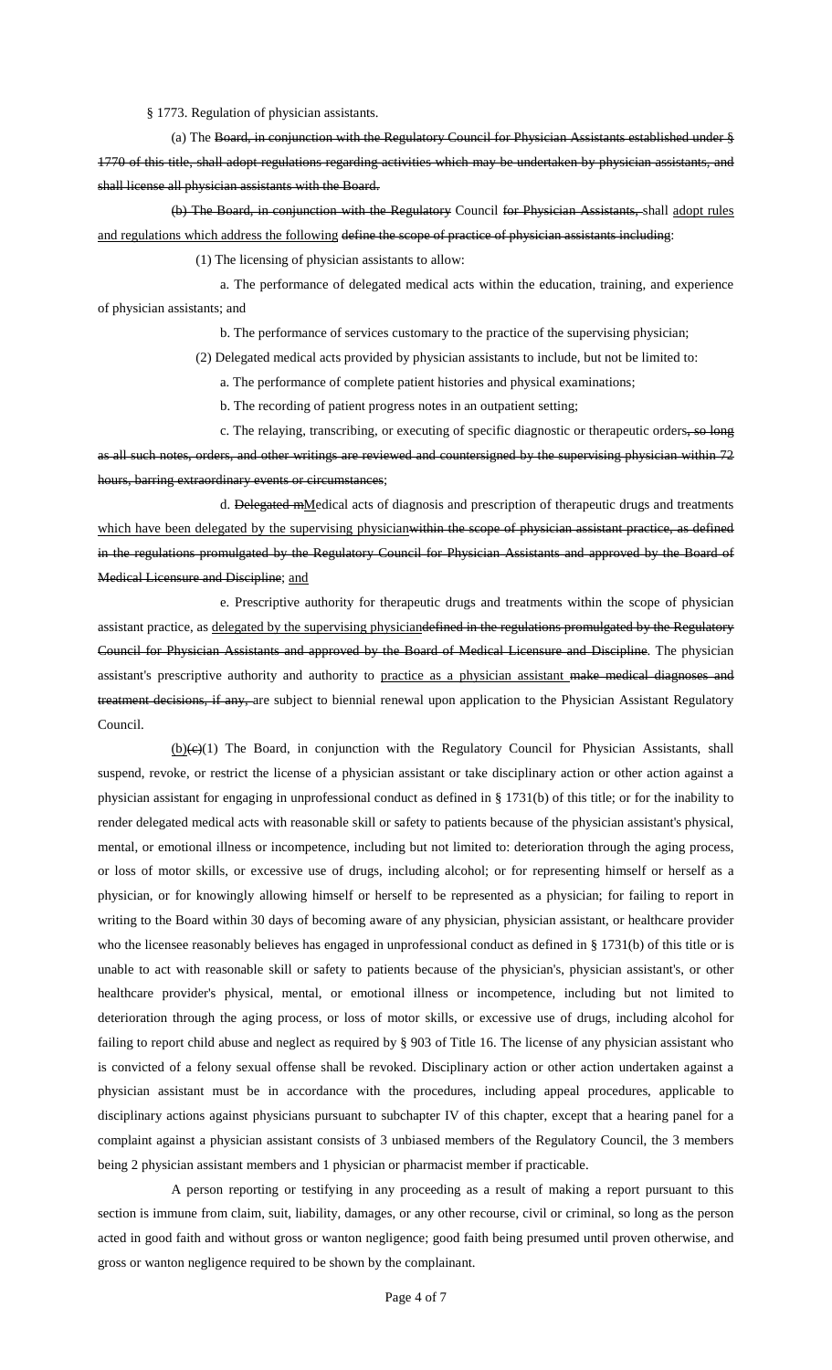§ 1773. Regulation of physician assistants.

(a) The ~~Board, in conjunction with the Regulatory Council for Physician Assistants established under § 1770 of this title, shall adopt regulations regarding activities which may be undertaken by physician assistants, and shall license all physician assistants with the Board.~~

~~(b) The Board, in conjunction with the Regulatory~~ Council ~~for Physician Assistants,~~ shall <u>adopt rules and regulations which address the following</u> ~~define the scope of practice of physician assistants including~~:

(1) The licensing of physician assistants to allow:

a. The performance of delegated medical acts within the education, training, and experience of physician assistants; and

b. The performance of services customary to the practice of the supervising physician;

(2) Delegated medical acts provided by physician assistants to include, but not be limited to:

a. The performance of complete patient histories and physical examinations;

b. The recording of patient progress notes in an outpatient setting;

c. The relaying, transcribing, or executing of specific diagnostic or therapeutic orders~~, so long as all such notes, orders, and other writings are reviewed and countersigned by the supervising physician within 72 hours, barring extraordinary events or circumstances~~;

d. ~~Delegated m~~<u>M</u>edical acts of diagnosis and prescription of therapeutic drugs and treatments <u>which have been delegated by the supervising physician</u>~~within the scope of physician assistant practice, as defined in the regulations promulgated by the Regulatory Council for Physician Assistants and approved by the Board of Medical Licensure and Discipline~~; <u>and</u>

e. Prescriptive authority for therapeutic drugs and treatments within the scope of physician assistant practice, as <u>delegated by the supervising physician</u>~~defined in the regulations promulgated by the Regulatory Council for Physician Assistants and approved by the Board of Medical Licensure and Discipline~~. The physician assistant's prescriptive authority and authority to <u>practice as a physician assistant</u> ~~make medical diagnoses and treatment decisions, if any,~~ are subject to biennial renewal upon application to the Physician Assistant Regulatory Council.

<u>(b)</u>~~(c)~~(1) The Board, in conjunction with the Regulatory Council for Physician Assistants, shall suspend, revoke, or restrict the license of a physician assistant or take disciplinary action or other action against a physician assistant for engaging in unprofessional conduct as defined in § 1731(b) of this title; or for the inability to render delegated medical acts with reasonable skill or safety to patients because of the physician assistant's physical, mental, or emotional illness or incompetence, including but not limited to: deterioration through the aging process, or loss of motor skills, or excessive use of drugs, including alcohol; or for representing himself or herself as a physician, or for knowingly allowing himself or herself to be represented as a physician; for failing to report in writing to the Board within 30 days of becoming aware of any physician, physician assistant, or healthcare provider who the licensee reasonably believes has engaged in unprofessional conduct as defined in § 1731(b) of this title or is unable to act with reasonable skill or safety to patients because of the physician's, physician assistant's, or other healthcare provider's physical, mental, or emotional illness or incompetence, including but not limited to deterioration through the aging process, or loss of motor skills, or excessive use of drugs, including alcohol for failing to report child abuse and neglect as required by § 903 of Title 16. The license of any physician assistant who is convicted of a felony sexual offense shall be revoked. Disciplinary action or other action undertaken against a physician assistant must be in accordance with the procedures, including appeal procedures, applicable to disciplinary actions against physicians pursuant to subchapter IV of this chapter, except that a hearing panel for a complaint against a physician assistant consists of 3 unbiased members of the Regulatory Council, the 3 members being 2 physician assistant members and 1 physician or pharmacist member if practicable.

A person reporting or testifying in any proceeding as a result of making a report pursuant to this section is immune from claim, suit, liability, damages, or any other recourse, civil or criminal, so long as the person acted in good faith and without gross or wanton negligence; good faith being presumed until proven otherwise, and gross or wanton negligence required to be shown by the complainant.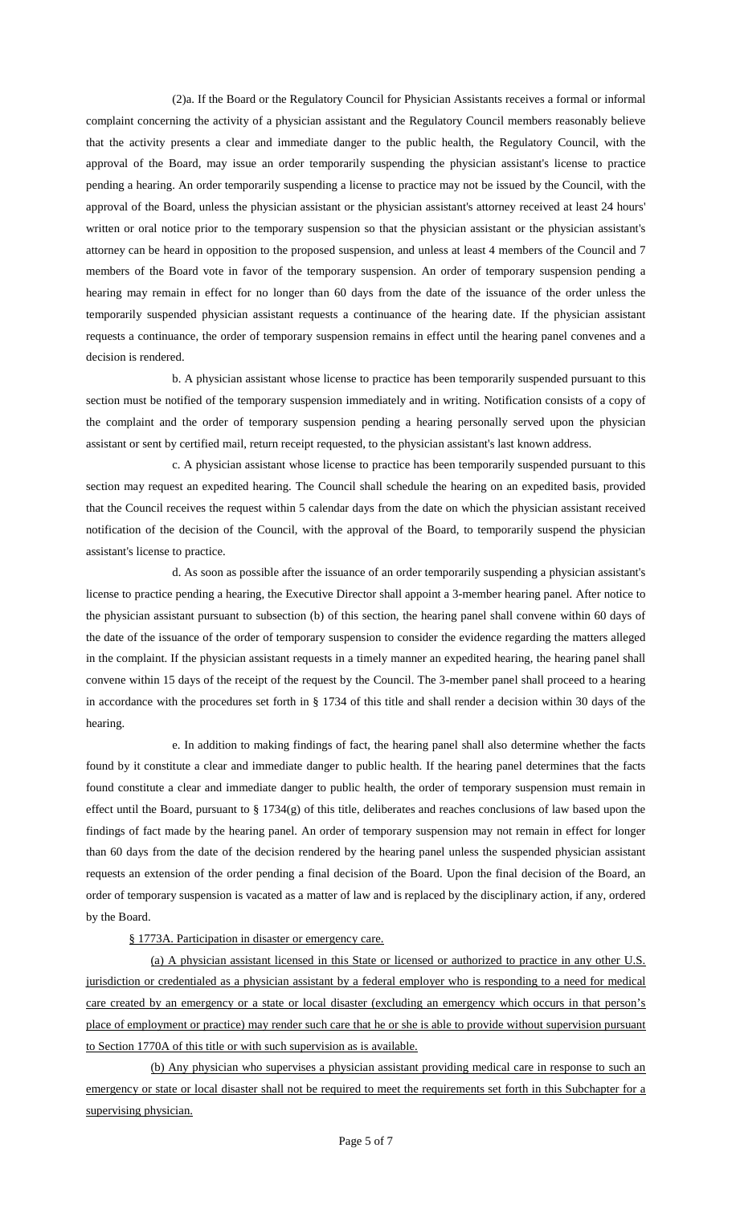(2)a. If the Board or the Regulatory Council for Physician Assistants receives a formal or informal complaint concerning the activity of a physician assistant and the Regulatory Council members reasonably believe that the activity presents a clear and immediate danger to the public health, the Regulatory Council, with the approval of the Board, may issue an order temporarily suspending the physician assistant's license to practice pending a hearing. An order temporarily suspending a license to practice may not be issued by the Council, with the approval of the Board, unless the physician assistant or the physician assistant's attorney received at least 24 hours' written or oral notice prior to the temporary suspension so that the physician assistant or the physician assistant's attorney can be heard in opposition to the proposed suspension, and unless at least 4 members of the Council and 7 members of the Board vote in favor of the temporary suspension. An order of temporary suspension pending a hearing may remain in effect for no longer than 60 days from the date of the issuance of the order unless the temporarily suspended physician assistant requests a continuance of the hearing date. If the physician assistant requests a continuance, the order of temporary suspension remains in effect until the hearing panel convenes and a decision is rendered.

b. A physician assistant whose license to practice has been temporarily suspended pursuant to this section must be notified of the temporary suspension immediately and in writing. Notification consists of a copy of the complaint and the order of temporary suspension pending a hearing personally served upon the physician assistant or sent by certified mail, return receipt requested, to the physician assistant's last known address.

c. A physician assistant whose license to practice has been temporarily suspended pursuant to this section may request an expedited hearing. The Council shall schedule the hearing on an expedited basis, provided that the Council receives the request within 5 calendar days from the date on which the physician assistant received notification of the decision of the Council, with the approval of the Board, to temporarily suspend the physician assistant's license to practice.

d. As soon as possible after the issuance of an order temporarily suspending a physician assistant's license to practice pending a hearing, the Executive Director shall appoint a 3-member hearing panel. After notice to the physician assistant pursuant to subsection (b) of this section, the hearing panel shall convene within 60 days of the date of the issuance of the order of temporary suspension to consider the evidence regarding the matters alleged in the complaint. If the physician assistant requests in a timely manner an expedited hearing, the hearing panel shall convene within 15 days of the receipt of the request by the Council. The 3-member panel shall proceed to a hearing in accordance with the procedures set forth in § 1734 of this title and shall render a decision within 30 days of the hearing.

e. In addition to making findings of fact, the hearing panel shall also determine whether the facts found by it constitute a clear and immediate danger to public health. If the hearing panel determines that the facts found constitute a clear and immediate danger to public health, the order of temporary suspension must remain in effect until the Board, pursuant to § 1734(g) of this title, deliberates and reaches conclusions of law based upon the findings of fact made by the hearing panel. An order of temporary suspension may not remain in effect for longer than 60 days from the date of the decision rendered by the hearing panel unless the suspended physician assistant requests an extension of the order pending a final decision of the Board. Upon the final decision of the Board, an order of temporary suspension is vacated as a matter of law and is replaced by the disciplinary action, if any, ordered by the Board.

§ 1773A. Participation in disaster or emergency care.

(a) A physician assistant licensed in this State or licensed or authorized to practice in any other U.S. jurisdiction or credentialed as a physician assistant by a federal employer who is responding to a need for medical care created by an emergency or a state or local disaster (excluding an emergency which occurs in that person's place of employment or practice) may render such care that he or she is able to provide without supervision pursuant to Section 1770A of this title or with such supervision as is available.

(b) Any physician who supervises a physician assistant providing medical care in response to such an emergency or state or local disaster shall not be required to meet the requirements set forth in this Subchapter for a supervising physician.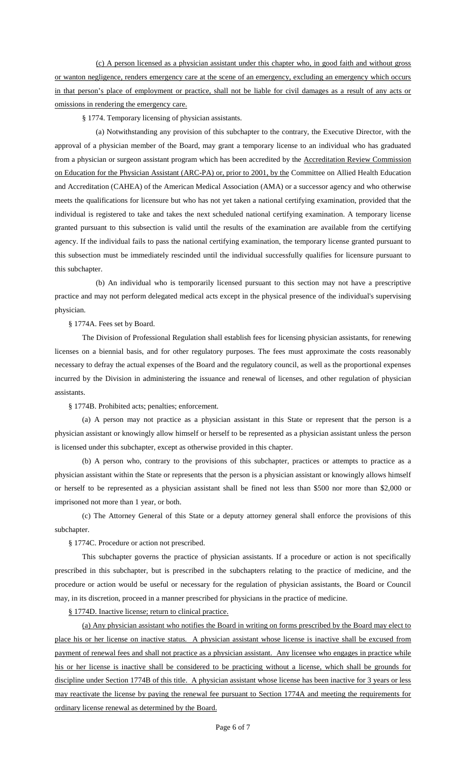(c) A person licensed as a physician assistant under this chapter who, in good faith and without gross or wanton negligence, renders emergency care at the scene of an emergency, excluding an emergency which occurs in that person's place of employment or practice, shall not be liable for civil damages as a result of any acts or omissions in rendering the emergency care.

§ 1774. Temporary licensing of physician assistants.

(a) Notwithstanding any provision of this subchapter to the contrary, the Executive Director, with the approval of a physician member of the Board, may grant a temporary license to an individual who has graduated from a physician or surgeon assistant program which has been accredited by the Accreditation Review Commission on Education for the Physician Assistant (ARC-PA) or, prior to 2001, by the Committee on Allied Health Education and Accreditation (CAHEA) of the American Medical Association (AMA) or a successor agency and who otherwise meets the qualifications for licensure but who has not yet taken a national certifying examination, provided that the individual is registered to take and takes the next scheduled national certifying examination. A temporary license granted pursuant to this subsection is valid until the results of the examination are available from the certifying agency. If the individual fails to pass the national certifying examination, the temporary license granted pursuant to this subsection must be immediately rescinded until the individual successfully qualifies for licensure pursuant to this subchapter.

(b) An individual who is temporarily licensed pursuant to this section may not have a prescriptive practice and may not perform delegated medical acts except in the physical presence of the individual's supervising physician.

§ 1774A. Fees set by Board.

The Division of Professional Regulation shall establish fees for licensing physician assistants, for renewing licenses on a biennial basis, and for other regulatory purposes. The fees must approximate the costs reasonably necessary to defray the actual expenses of the Board and the regulatory council, as well as the proportional expenses incurred by the Division in administering the issuance and renewal of licenses, and other regulation of physician assistants.

§ 1774B. Prohibited acts; penalties; enforcement.

(a) A person may not practice as a physician assistant in this State or represent that the person is a physician assistant or knowingly allow himself or herself to be represented as a physician assistant unless the person is licensed under this subchapter, except as otherwise provided in this chapter.

(b) A person who, contrary to the provisions of this subchapter, practices or attempts to practice as a physician assistant within the State or represents that the person is a physician assistant or knowingly allows himself or herself to be represented as a physician assistant shall be fined not less than $500 nor more than $2,000 or imprisoned not more than 1 year, or both.

(c) The Attorney General of this State or a deputy attorney general shall enforce the provisions of this subchapter.

§ 1774C. Procedure or action not prescribed.

This subchapter governs the practice of physician assistants. If a procedure or action is not specifically prescribed in this subchapter, but is prescribed in the subchapters relating to the practice of medicine, and the procedure or action would be useful or necessary for the regulation of physician assistants, the Board or Council may, in its discretion, proceed in a manner prescribed for physicians in the practice of medicine.

§ 1774D. Inactive license; return to clinical practice.

(a) Any physician assistant who notifies the Board in writing on forms prescribed by the Board may elect to place his or her license on inactive status. A physician assistant whose license is inactive shall be excused from payment of renewal fees and shall not practice as a physician assistant. Any licensee who engages in practice while his or her license is inactive shall be considered to be practicing without a license, which shall be grounds for discipline under Section 1774B of this title. A physician assistant whose license has been inactive for 3 years or less may reactivate the license by paying the renewal fee pursuant to Section 1774A and meeting the requirements for ordinary license renewal as determined by the Board.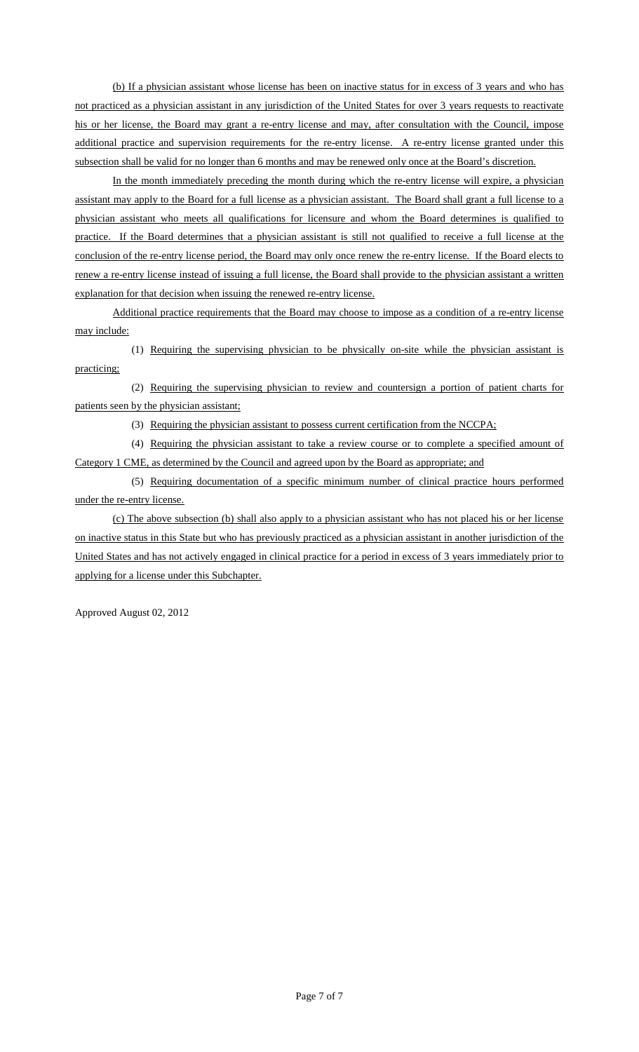(b) If a physician assistant whose license has been on inactive status for in excess of 3 years and who has not practiced as a physician assistant in any jurisdiction of the United States for over 3 years requests to reactivate his or her license, the Board may grant a re-entry license and may, after consultation with the Council, impose additional practice and supervision requirements for the re-entry license. A re-entry license granted under this subsection shall be valid for no longer than 6 months and may be renewed only once at the Board's discretion.

In the month immediately preceding the month during which the re-entry license will expire, a physician assistant may apply to the Board for a full license as a physician assistant. The Board shall grant a full license to a physician assistant who meets all qualifications for licensure and whom the Board determines is qualified to practice. If the Board determines that a physician assistant is still not qualified to receive a full license at the conclusion of the re-entry license period, the Board may only once renew the re-entry license. If the Board elects to renew a re-entry license instead of issuing a full license, the Board shall provide to the physician assistant a written explanation for that decision when issuing the renewed re-entry license.

Additional practice requirements that the Board may choose to impose as a condition of a re-entry license may include:

(1) Requiring the supervising physician to be physically on-site while the physician assistant is practicing;

(2) Requiring the supervising physician to review and countersign a portion of patient charts for patients seen by the physician assistant;

(3) Requiring the physician assistant to possess current certification from the NCCPA;

(4) Requiring the physician assistant to take a review course or to complete a specified amount of Category 1 CME, as determined by the Council and agreed upon by the Board as appropriate; and

(5) Requiring documentation of a specific minimum number of clinical practice hours performed under the re-entry license.

(c) The above subsection (b) shall also apply to a physician assistant who has not placed his or her license on inactive status in this State but who has previously practiced as a physician assistant in another jurisdiction of the United States and has not actively engaged in clinical practice for a period in excess of 3 years immediately prior to applying for a license under this Subchapter.

Approved August 02, 2012